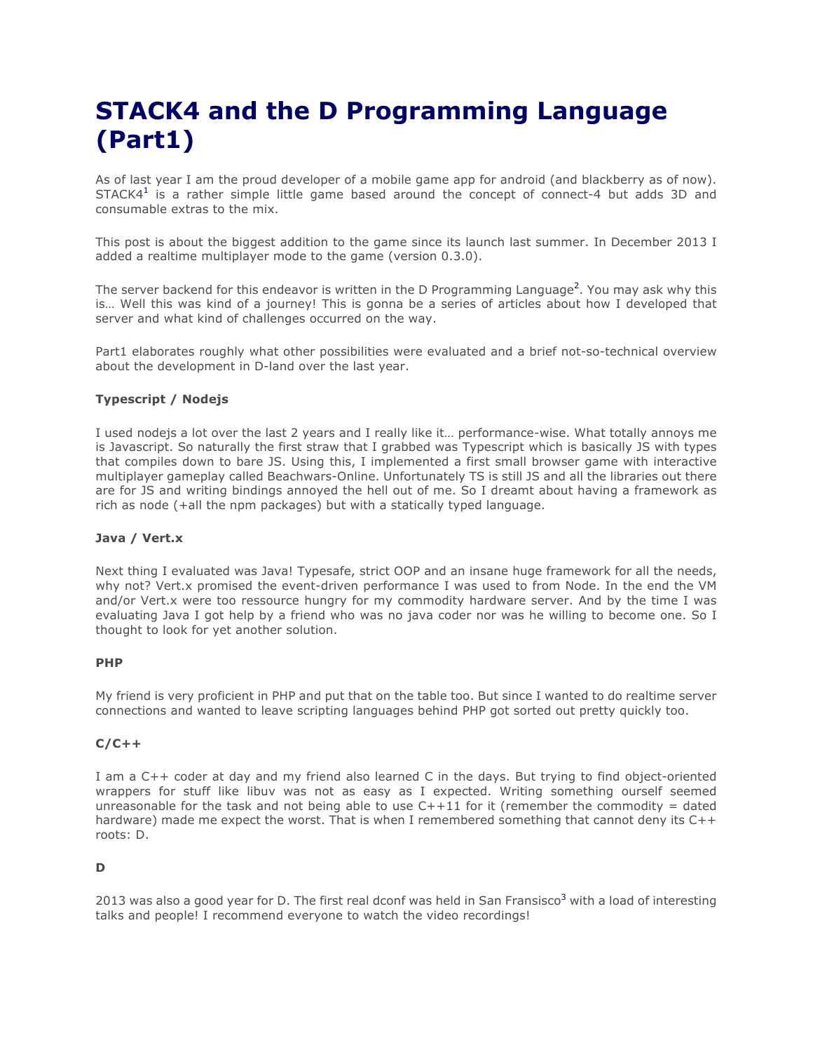# STACK4 and the D Programming Language (Part1)

As of last year I am the proud developer of a mobile game app for android (and blackberry as of now). STACK4[1] is a rather simple little game based around the concept of connect-4 but adds 3D and consumable extras to the mix.

This post is about the biggest addition to the game since its launch last summer. In December 2013 I added a realtime multiplayer mode to the game (version 0.3.0).

The server backend for this endeavor is written in the D Programming Language[2]. You may ask why this is… Well this was kind of a journey! This is gonna be a series of articles about how I developed that server and what kind of challenges occurred on the way.

Part1 elaborates roughly what other possibilities were evaluated and a brief not-so-technical overview about the development in D-land over the last year.

**Typescript / Nodejs**

I used nodejs a lot over the last 2 years and I really like it… performance-wise. What totally annoys me is Javascript. So naturally the first straw that I grabbed was Typescript which is basically JS with types that compiles down to bare JS. Using this, I implemented a first small browser game with interactive multiplayer gameplay called Beachwars-Online. Unfortunately TS is still JS and all the libraries out there are for JS and writing bindings annoyed the hell out of me. So I dreamt about having a framework as rich as node (+all the npm packages) but with a statically typed language.

**Java / Vert.x**

Next thing I evaluated was Java! Typesafe, strict OOP and an insane huge framework for all the needs, why not? Vert.x promised the event-driven performance I was used to from Node. In the end the VM and/or Vert.x were too ressource hungry for my commodity hardware server. And by the time I was evaluating Java I got help by a friend who was no java coder nor was he willing to become one. So I thought to look for yet another solution.

**PHP**

My friend is very proficient in PHP and put that on the table too. But since I wanted to do realtime server connections and wanted to leave scripting languages behind PHP got sorted out pretty quickly too.

**C/C++**

I am a C++ coder at day and my friend also learned C in the days. But trying to find object-oriented wrappers for stuff like libuv was not as easy as I expected. Writing something ourself seemed unreasonable for the task and not being able to use C++11 for it (remember the commodity = dated hardware) made me expect the worst. That is when I remembered something that cannot deny its C++ roots: D.

**D**

2013 was also a good year for D. The first real dconf was held in San Fransisco[3] with a load of interesting talks and people! I recommend everyone to watch the video recordings!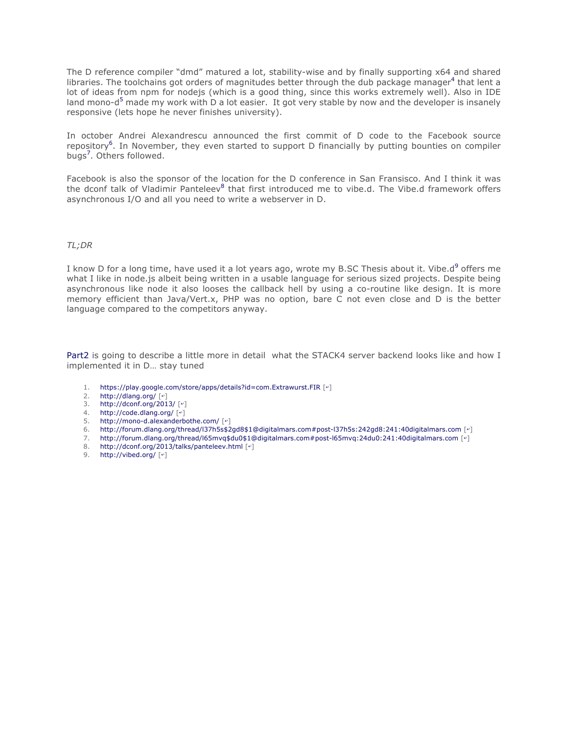The D reference compiler "dmd" matured a lot, stability-wise and by finally supporting x64 and shared libraries. The toolchains got orders of magnitudes better through the dub package manager[4] that lent a lot of ideas from npm for nodejs (which is a good thing, since this works extremely well). Also in IDE land mono-d[5] made my work with D a lot easier. It got very stable by now and the developer is insanely responsive (lets hope he never finishes university).

In october Andrei Alexandrescu announced the first commit of D code to the Facebook source repository[6]. In November, they even started to support D financially by putting bounties on compiler bugs[7]. Others followed.

Facebook is also the sponsor of the location for the D conference in San Fransisco. And I think it was the dconf talk of Vladimir Panteleev[8] that first introduced me to vibe.d. The Vibe.d framework offers asynchronous I/O and all you need to write a webserver in D.

*TL;DR*

I know D for a long time, have used it a lot years ago, wrote my B.SC Thesis about it. Vibe.d[9] offers me what I like in node.js albeit being written in a usable language for serious sized projects. Despite being asynchronous like node it also looses the callback hell by using a co-routine like design. It is more memory efficient than Java/Vert.x, PHP was no option, bare C not even close and D is the better language compared to the competitors anyway.

Part2 is going to describe a little more in detail what the STACK4 server backend looks like and how I implemented it in D… stay tuned

1. https://play.google.com/store/apps/details?id=com.Extrawurst.FIR [↩]
2. http://dlang.org/ [↩]
3. http://dconf.org/2013/ [↩]
4. http://code.dlang.org/ [↩]
5. http://mono-d.alexanderbothe.com/ [↩]
6. http://forum.dlang.org/thread/l37h5s$2gd8$1@digitalmars.com#post-l37h5s:242gd8:241:40digitalmars.com [↩]
7. http://forum.dlang.org/thread/l65mvq$du0$1@digitalmars.com#post-l65mvq:24du0:241:40digitalmars.com [↩]
8. http://dconf.org/2013/talks/panteleev.html [↩]
9. http://vibed.org/ [↩]